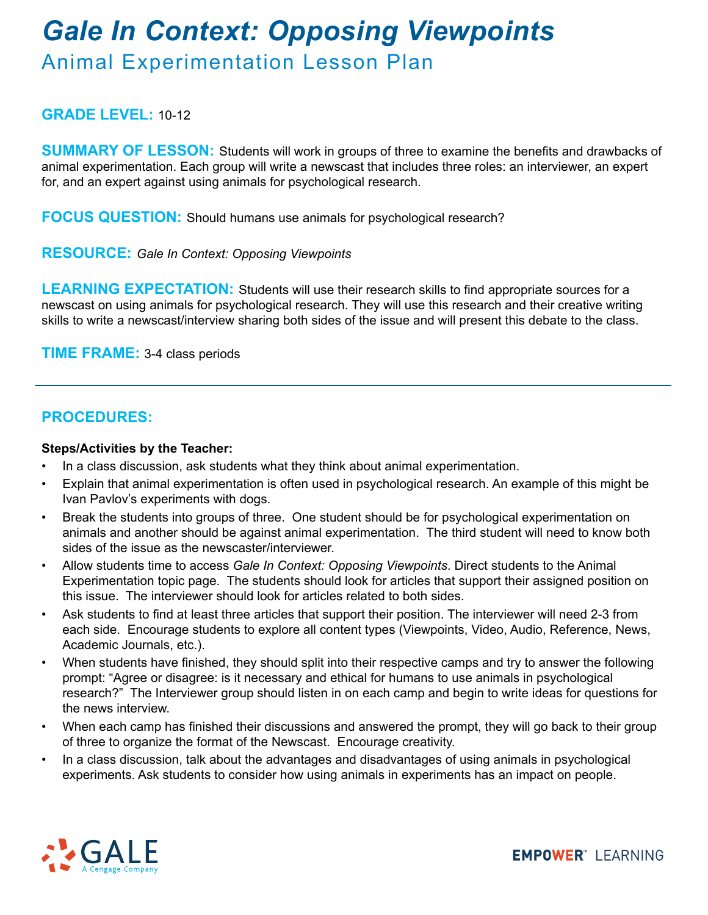# *Gale In Context: Opposing Viewpoints*

## Animal Experimentation Lesson Plan

**GRADE LEVEL:** 10-12

**SUMMARY OF LESSON:** Students will work in groups of three to examine the benefits and drawbacks of animal experimentation. Each group will write a newscast that includes three roles: an interviewer, an expert for, and an expert against using animals for psychological research.

**FOCUS QUESTION:** Should humans use animals for psychological research?

**RESOURCE:** *Gale In Context: Opposing Viewpoints*

**LEARNING EXPECTATION:** Students will use their research skills to find appropriate sources for a newscast on using animals for psychological research. They will use this research and their creative writing skills to write a newscast/interview sharing both sides of the issue and will present this debate to the class.

**TIME FRAME:** 3-4 class periods

---

## PROCEDURES:

**Steps/Activities by the Teacher:**

- In a class discussion, ask students what they think about animal experimentation.
- Explain that animal experimentation is often used in psychological research. An example of this might be Ivan Pavlov's experiments with dogs.
- Break the students into groups of three. One student should be for psychological experimentation on animals and another should be against animal experimentation. The third student will need to know both sides of the issue as the newscaster/interviewer.
- Allow students time to access *Gale In Context: Opposing Viewpoints*. Direct students to the Animal Experimentation topic page. The students should look for articles that support their assigned position on this issue. The interviewer should look for articles related to both sides.
- Ask students to find at least three articles that support their position. The interviewer will need 2-3 from each side. Encourage students to explore all content types (Viewpoints, Video, Audio, Reference, News, Academic Journals, etc.).
- When students have finished, they should split into their respective camps and try to answer the following prompt: "Agree or disagree: is it necessary and ethical for humans to use animals in psychological research?" The Interviewer group should listen in on each camp and begin to write ideas for questions for the news interview.
- When each camp has finished their discussions and answered the prompt, they will go back to their group of three to organize the format of the Newscast. Encourage creativity.
- In a class discussion, talk about the advantages and disadvantages of using animals in psychological experiments. Ask students to consider how using animals in experiments has an impact on people.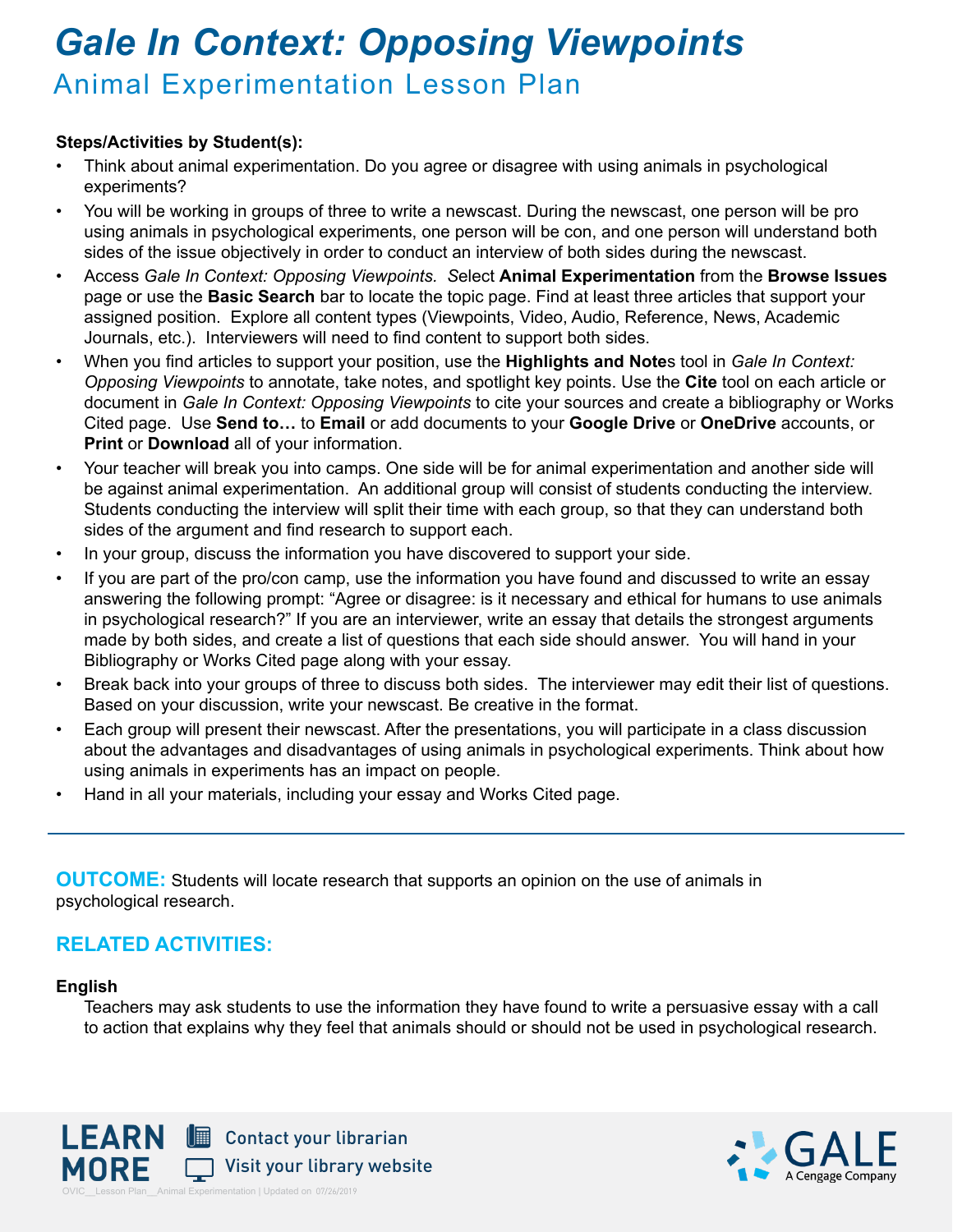# *Gale In Context: Opposing Viewpoints*

## Animal Experimentation Lesson Plan

**Steps/Activities by Student(s):**

- Think about animal experimentation. Do you agree or disagree with using animals in psychological experiments?
- You will be working in groups of three to write a newscast. During the newscast, one person will be pro using animals in psychological experiments, one person will be con, and one person will understand both sides of the issue objectively in order to conduct an interview of both sides during the newscast.
- Access *Gale In Context: Opposing Viewpoints. S*elect **Animal Experimentation** from the **Browse Issues** page or use the **Basic Search** bar to locate the topic page. Find at least three articles that support your assigned position. Explore all content types (Viewpoints, Video, Audio, Reference, News, Academic Journals, etc.). Interviewers will need to find content to support both sides.
- When you find articles to support your position, use the **Highlights and Note**s tool in *Gale In Context: Opposing Viewpoints* to annotate, take notes, and spotlight key points. Use the **Cite** tool on each article or document in *Gale In Context: Opposing Viewpoints* to cite your sources and create a bibliography or Works Cited page. Use **Send to…** to **Email** or add documents to your **Google Drive** or **OneDrive** accounts, or **Print** or **Download** all of your information.
- Your teacher will break you into camps. One side will be for animal experimentation and another side will be against animal experimentation. An additional group will consist of students conducting the interview. Students conducting the interview will split their time with each group, so that they can understand both sides of the argument and find research to support each.
- In your group, discuss the information you have discovered to support your side.
- If you are part of the pro/con camp, use the information you have found and discussed to write an essay answering the following prompt: "Agree or disagree: is it necessary and ethical for humans to use animals in psychological research?" If you are an interviewer, write an essay that details the strongest arguments made by both sides, and create a list of questions that each side should answer. You will hand in your Bibliography or Works Cited page along with your essay.
- Break back into your groups of three to discuss both sides. The interviewer may edit their list of questions. Based on your discussion, write your newscast. Be creative in the format.
- Each group will present their newscast. After the presentations, you will participate in a class discussion about the advantages and disadvantages of using animals in psychological experiments. Think about how using animals in experiments has an impact on people.
- Hand in all your materials, including your essay and Works Cited page.

---

**OUTCOME:** Students will locate research that supports an opinion on the use of animals in psychological research.

### RELATED ACTIVITIES:

**English**

Teachers may ask students to use the information they have found to write a persuasive essay with a call to action that explains why they feel that animals should or should not be used in psychological research.

**LEARN MORE**

Contact your librarian

Visit your library website

GALE A Cengage Company